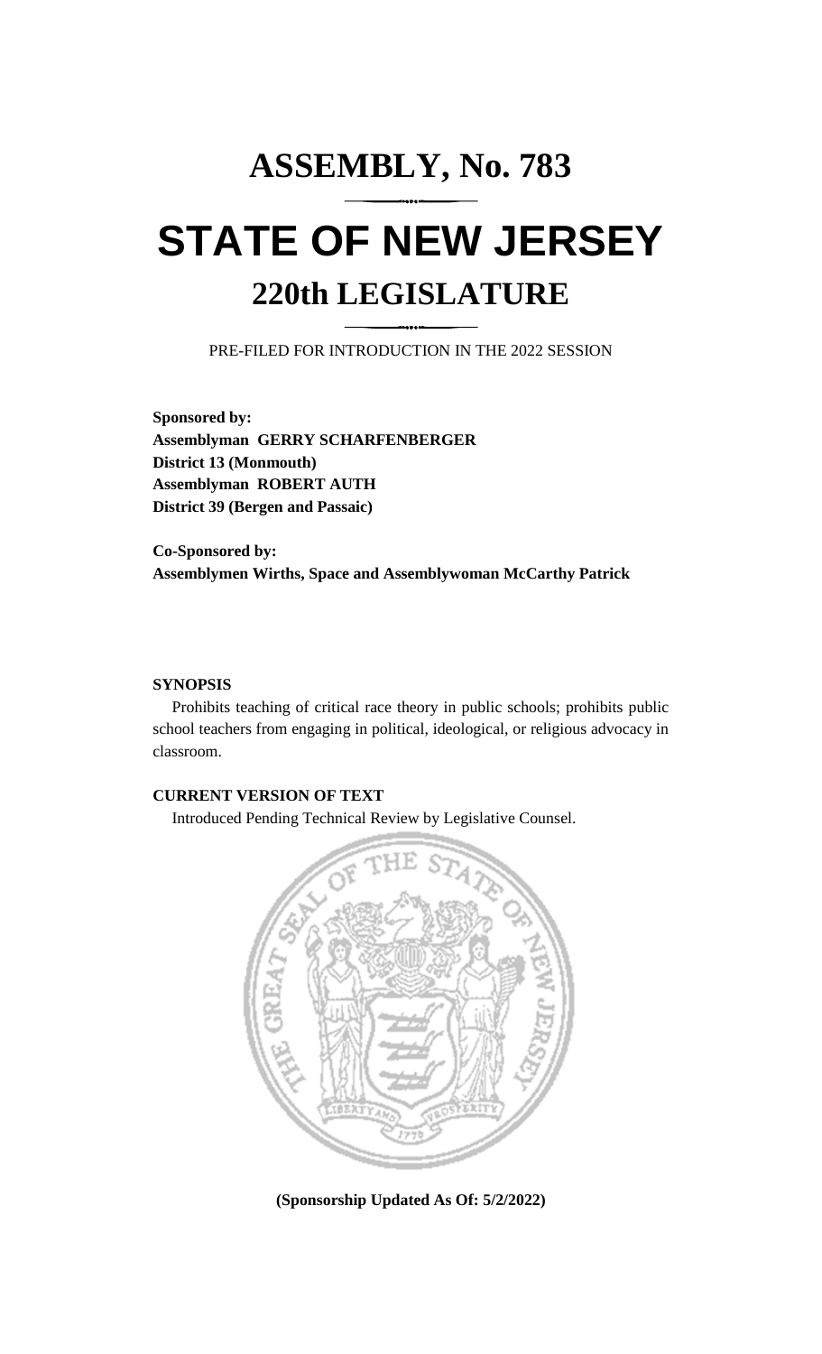# ASSEMBLY, No. 783

# STATE OF NEW JERSEY

## 220th LEGISLATURE

PRE-FILED FOR INTRODUCTION IN THE 2022 SESSION

**Sponsored by:**
**Assemblyman GERRY SCHARFENBERGER**
**District 13 (Monmouth)**
**Assemblyman ROBERT AUTH**
**District 39 (Bergen and Passaic)**

**Co-Sponsored by:**
**Assemblymen Wirths, Space and Assemblywoman McCarthy Patrick**

**SYNOPSIS**

Prohibits teaching of critical race theory in public schools; prohibits public school teachers from engaging in political, ideological, or religious advocacy in classroom.

**CURRENT VERSION OF TEXT**

Introduced Pending Technical Review by Legislative Counsel.

**(Sponsorship Updated As Of: 5/2/2022)**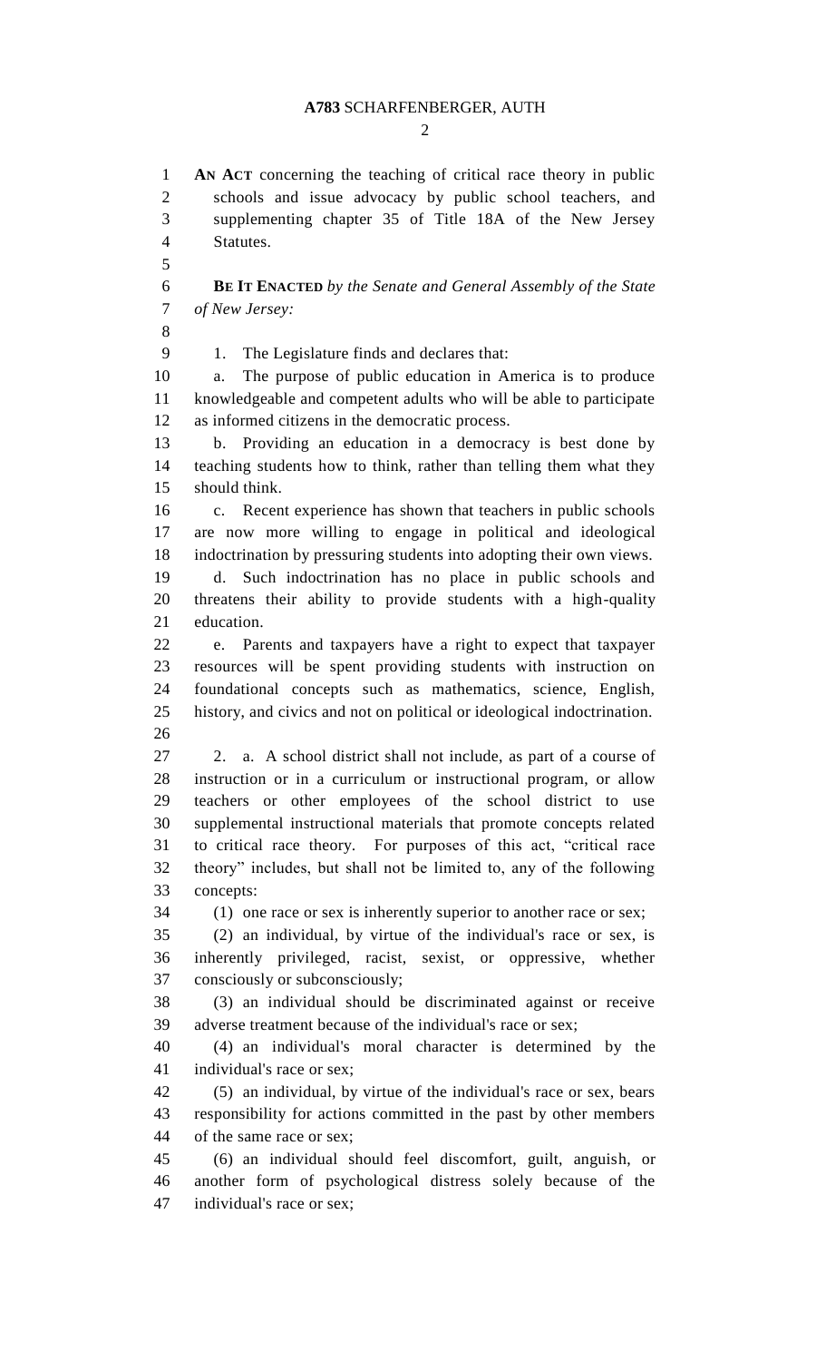**AN ACT** concerning the teaching of critical race theory in public schools and issue advocacy by public school teachers, and supplementing chapter 35 of Title 18A of the New Jersey Statutes.

**BE IT ENACTED** *by the Senate and General Assembly of the State of New Jersey:*

1. The Legislature finds and declares that:

a. The purpose of public education in America is to produce knowledgeable and competent adults who will be able to participate as informed citizens in the democratic process.

b. Providing an education in a democracy is best done by teaching students how to think, rather than telling them what they should think.

c. Recent experience has shown that teachers in public schools are now more willing to engage in political and ideological indoctrination by pressuring students into adopting their own views.

d. Such indoctrination has no place in public schools and threatens their ability to provide students with a high-quality education.

e. Parents and taxpayers have a right to expect that taxpayer resources will be spent providing students with instruction on foundational concepts such as mathematics, science, English, history, and civics and not on political or ideological indoctrination.

2. a. A school district shall not include, as part of a course of instruction or in a curriculum or instructional program, or allow teachers or other employees of the school district to use supplemental instructional materials that promote concepts related to critical race theory. For purposes of this act, "critical race theory" includes, but shall not be limited to, any of the following concepts:

(1) one race or sex is inherently superior to another race or sex;

(2) an individual, by virtue of the individual's race or sex, is inherently privileged, racist, sexist, or oppressive, whether consciously or subconsciously;

(3) an individual should be discriminated against or receive adverse treatment because of the individual's race or sex;

(4) an individual's moral character is determined by the individual's race or sex;

(5) an individual, by virtue of the individual's race or sex, bears responsibility for actions committed in the past by other members of the same race or sex;

(6) an individual should feel discomfort, guilt, anguish, or another form of psychological distress solely because of the individual's race or sex;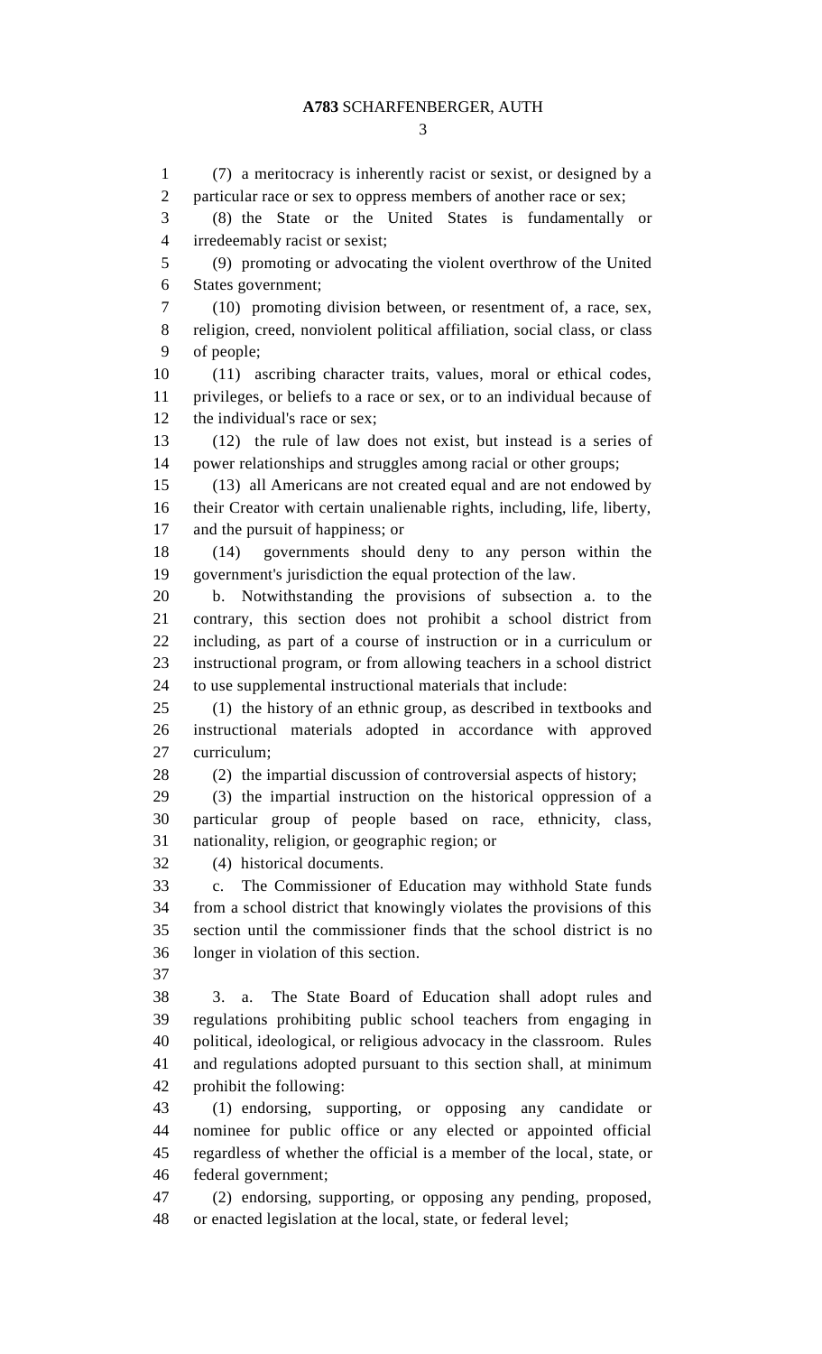(7) a meritocracy is inherently racist or sexist, or designed by a particular race or sex to oppress members of another race or sex;

(8) the State or the United States is fundamentally or irredeemably racist or sexist;

(9) promoting or advocating the violent overthrow of the United States government;

(10) promoting division between, or resentment of, a race, sex, religion, creed, nonviolent political affiliation, social class, or class of people;

(11) ascribing character traits, values, moral or ethical codes, privileges, or beliefs to a race or sex, or to an individual because of the individual's race or sex;

(12) the rule of law does not exist, but instead is a series of power relationships and struggles among racial or other groups;

(13) all Americans are not created equal and are not endowed by their Creator with certain unalienable rights, including, life, liberty, and the pursuit of happiness; or

(14) governments should deny to any person within the government's jurisdiction the equal protection of the law.

b. Notwithstanding the provisions of subsection a. to the contrary, this section does not prohibit a school district from including, as part of a course of instruction or in a curriculum or instructional program, or from allowing teachers in a school district to use supplemental instructional materials that include:

(1) the history of an ethnic group, as described in textbooks and instructional materials adopted in accordance with approved curriculum;

(2) the impartial discussion of controversial aspects of history;

(3) the impartial instruction on the historical oppression of a particular group of people based on race, ethnicity, class, nationality, religion, or geographic region; or

(4) historical documents.

c. The Commissioner of Education may withhold State funds from a school district that knowingly violates the provisions of this section until the commissioner finds that the school district is no longer in violation of this section.

3. a. The State Board of Education shall adopt rules and regulations prohibiting public school teachers from engaging in political, ideological, or religious advocacy in the classroom. Rules and regulations adopted pursuant to this section shall, at minimum prohibit the following:

(1) endorsing, supporting, or opposing any candidate or nominee for public office or any elected or appointed official regardless of whether the official is a member of the local, state, or federal government;

(2) endorsing, supporting, or opposing any pending, proposed, or enacted legislation at the local, state, or federal level;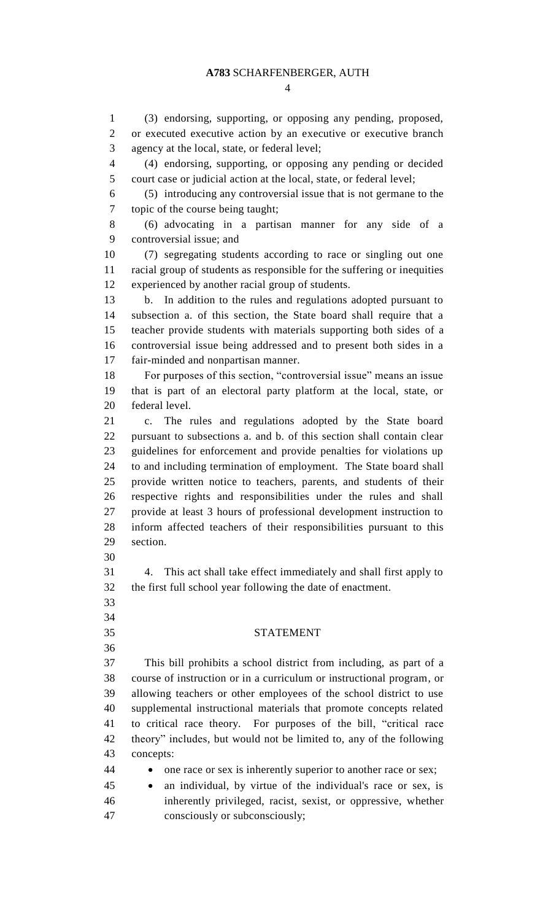(3) endorsing, supporting, or opposing any pending, proposed, or executed executive action by an executive or executive branch agency at the local, state, or federal level;

(4) endorsing, supporting, or opposing any pending or decided court case or judicial action at the local, state, or federal level;

(5) introducing any controversial issue that is not germane to the topic of the course being taught;

(6) advocating in a partisan manner for any side of a controversial issue; and

(7) segregating students according to race or singling out one racial group of students as responsible for the suffering or inequities experienced by another racial group of students.

b. In addition to the rules and regulations adopted pursuant to subsection a. of this section, the State board shall require that a teacher provide students with materials supporting both sides of a controversial issue being addressed and to present both sides in a fair-minded and nonpartisan manner.

For purposes of this section, "controversial issue" means an issue that is part of an electoral party platform at the local, state, or federal level.

c. The rules and regulations adopted by the State board pursuant to subsections a. and b. of this section shall contain clear guidelines for enforcement and provide penalties for violations up to and including termination of employment. The State board shall provide written notice to teachers, parents, and students of their respective rights and responsibilities under the rules and shall provide at least 3 hours of professional development instruction to inform affected teachers of their responsibilities pursuant to this section.

4. This act shall take effect immediately and shall first apply to the first full school year following the date of enactment.

## STATEMENT

This bill prohibits a school district from including, as part of a course of instruction or in a curriculum or instructional program, or allowing teachers or other employees of the school district to use supplemental instructional materials that promote concepts related to critical race theory. For purposes of the bill, "critical race theory" includes, but would not be limited to, any of the following concepts:

- one race or sex is inherently superior to another race or sex;
- an individual, by virtue of the individual's race or sex, is inherently privileged, racist, sexist, or oppressive, whether consciously or subconsciously;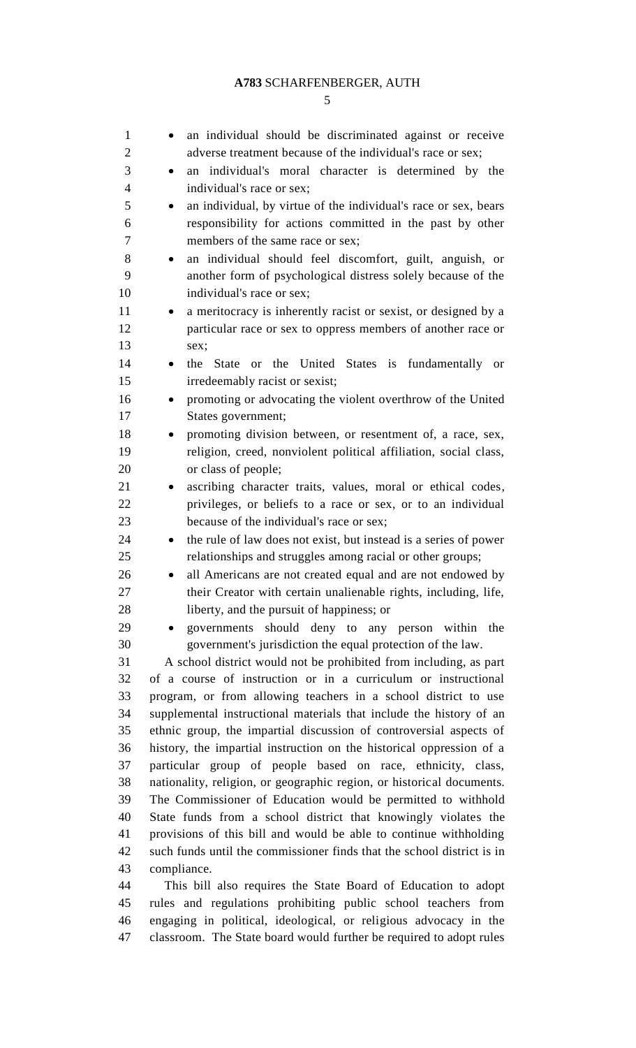- an individual should be discriminated against or receive adverse treatment because of the individual's race or sex;
- an individual's moral character is determined by the individual's race or sex;
- an individual, by virtue of the individual's race or sex, bears responsibility for actions committed in the past by other members of the same race or sex;
- an individual should feel discomfort, guilt, anguish, or another form of psychological distress solely because of the individual's race or sex;
- a meritocracy is inherently racist or sexist, or designed by a particular race or sex to oppress members of another race or sex;
- the State or the United States is fundamentally or irredeemably racist or sexist;
- promoting or advocating the violent overthrow of the United States government;
- promoting division between, or resentment of, a race, sex, religion, creed, nonviolent political affiliation, social class, or class of people;
- ascribing character traits, values, moral or ethical codes, privileges, or beliefs to a race or sex, or to an individual because of the individual's race or sex;
- the rule of law does not exist, but instead is a series of power relationships and struggles among racial or other groups;
- all Americans are not created equal and are not endowed by their Creator with certain unalienable rights, including, life, liberty, and the pursuit of happiness; or
- governments should deny to any person within the government's jurisdiction the equal protection of the law.

A school district would not be prohibited from including, as part of a course of instruction or in a curriculum or instructional program, or from allowing teachers in a school district to use supplemental instructional materials that include the history of an ethnic group, the impartial discussion of controversial aspects of history, the impartial instruction on the historical oppression of a particular group of people based on race, ethnicity, class, nationality, religion, or geographic region, or historical documents. The Commissioner of Education would be permitted to withhold State funds from a school district that knowingly violates the provisions of this bill and would be able to continue withholding such funds until the commissioner finds that the school district is in compliance.

This bill also requires the State Board of Education to adopt rules and regulations prohibiting public school teachers from engaging in political, ideological, or religious advocacy in the classroom. The State board would further be required to adopt rules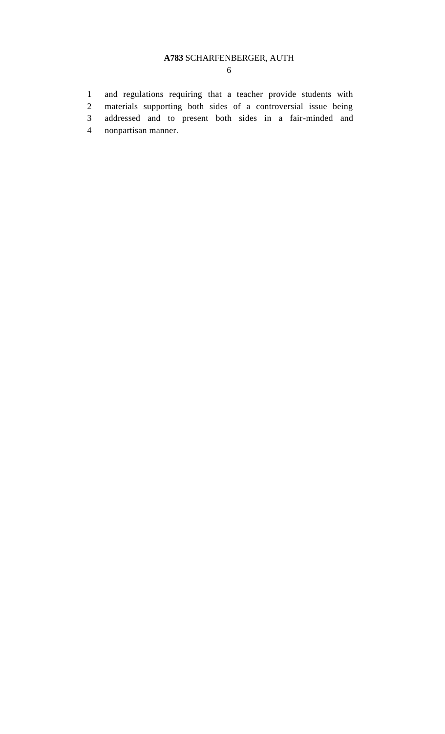and regulations requiring that a teacher provide students with materials supporting both sides of a controversial issue being addressed and to present both sides in a fair-minded and nonpartisan manner.